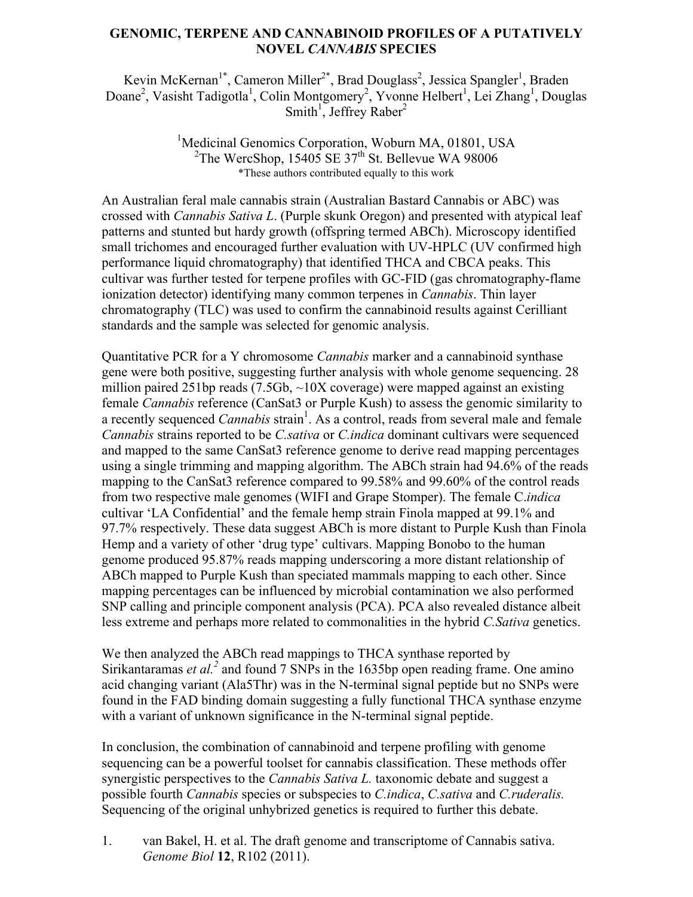# GENOMIC, TERPENE AND CANNABINOID PROFILES OF A PUTATIVELY NOVEL *CANNABIS* SPECIES

Kevin McKernan[1*], Cameron Miller[2*], Brad Douglass[2], Jessica Spangler[1], Braden Doane[2], Vasisht Tadigotla[1], Colin Montgomery[2], Yvonne Helbert[1], Lei Zhang[1], Douglas Smith[1], Jeffrey Raber[2]

[1]Medicinal Genomics Corporation, Woburn MA, 01801, USA
[2]The WercShop, 15405 SE 37[th] St. Bellevue WA 98006
*These authors contributed equally to this work

An Australian feral male cannabis strain (Australian Bastard Cannabis or ABC) was crossed with *Cannabis Sativa L*. (Purple skunk Oregon) and presented with atypical leaf patterns and stunted but hardy growth (offspring termed ABCh). Microscopy identified small trichomes and encouraged further evaluation with UV-HPLC (UV confirmed high performance liquid chromatography) that identified THCA and CBCA peaks. This cultivar was further tested for terpene profiles with GC-FID (gas chromatography-flame ionization detector) identifying many common terpenes in *Cannabis*. Thin layer chromatography (TLC) was used to confirm the cannabinoid results against Cerilliant standards and the sample was selected for genomic analysis.

Quantitative PCR for a Y chromosome *Cannabis* marker and a cannabinoid synthase gene were both positive, suggesting further analysis with whole genome sequencing. 28 million paired 251bp reads (7.5Gb, ~10X coverage) were mapped against an existing female *Cannabis* reference (CanSat3 or Purple Kush) to assess the genomic similarity to a recently sequenced *Cannabis* strain[1]. As a control, reads from several male and female *Cannabis* strains reported to be *C.sativa* or *C.indica* dominant cultivars were sequenced and mapped to the same CanSat3 reference genome to derive read mapping percentages using a single trimming and mapping algorithm. The ABCh strain had 94.6% of the reads mapping to the CanSat3 reference compared to 99.58% and 99.60% of the control reads from two respective male genomes (WIFI and Grape Stomper). The female C.*indica* cultivar 'LA Confidential' and the female hemp strain Finola mapped at 99.1% and 97.7% respectively. These data suggest ABCh is more distant to Purple Kush than Finola Hemp and a variety of other 'drug type' cultivars. Mapping Bonobo to the human genome produced 95.87% reads mapping underscoring a more distant relationship of ABCh mapped to Purple Kush than speciated mammals mapping to each other. Since mapping percentages can be influenced by microbial contamination we also performed SNP calling and principle component analysis (PCA). PCA also revealed distance albeit less extreme and perhaps more related to commonalities in the hybrid *C.Sativa* genetics.

We then analyzed the ABCh read mappings to THCA synthase reported by Sirikantaramas *et al.*[2] and found 7 SNPs in the 1635bp open reading frame. One amino acid changing variant (Ala5Thr) was in the N-terminal signal peptide but no SNPs were found in the FAD binding domain suggesting a fully functional THCA synthase enzyme with a variant of unknown significance in the N-terminal signal peptide.

In conclusion, the combination of cannabinoid and terpene profiling with genome sequencing can be a powerful toolset for cannabis classification. These methods offer synergistic perspectives to the *Cannabis Sativa L.* taxonomic debate and suggest a possible fourth *Cannabis* species or subspecies to *C.indica*, *C.sativa* and *C.ruderalis.* Sequencing of the original unhybrized genetics is required to further this debate.

1. van Bakel, H. et al. The draft genome and transcriptome of Cannabis sativa. *Genome Biol* **12**, R102 (2011).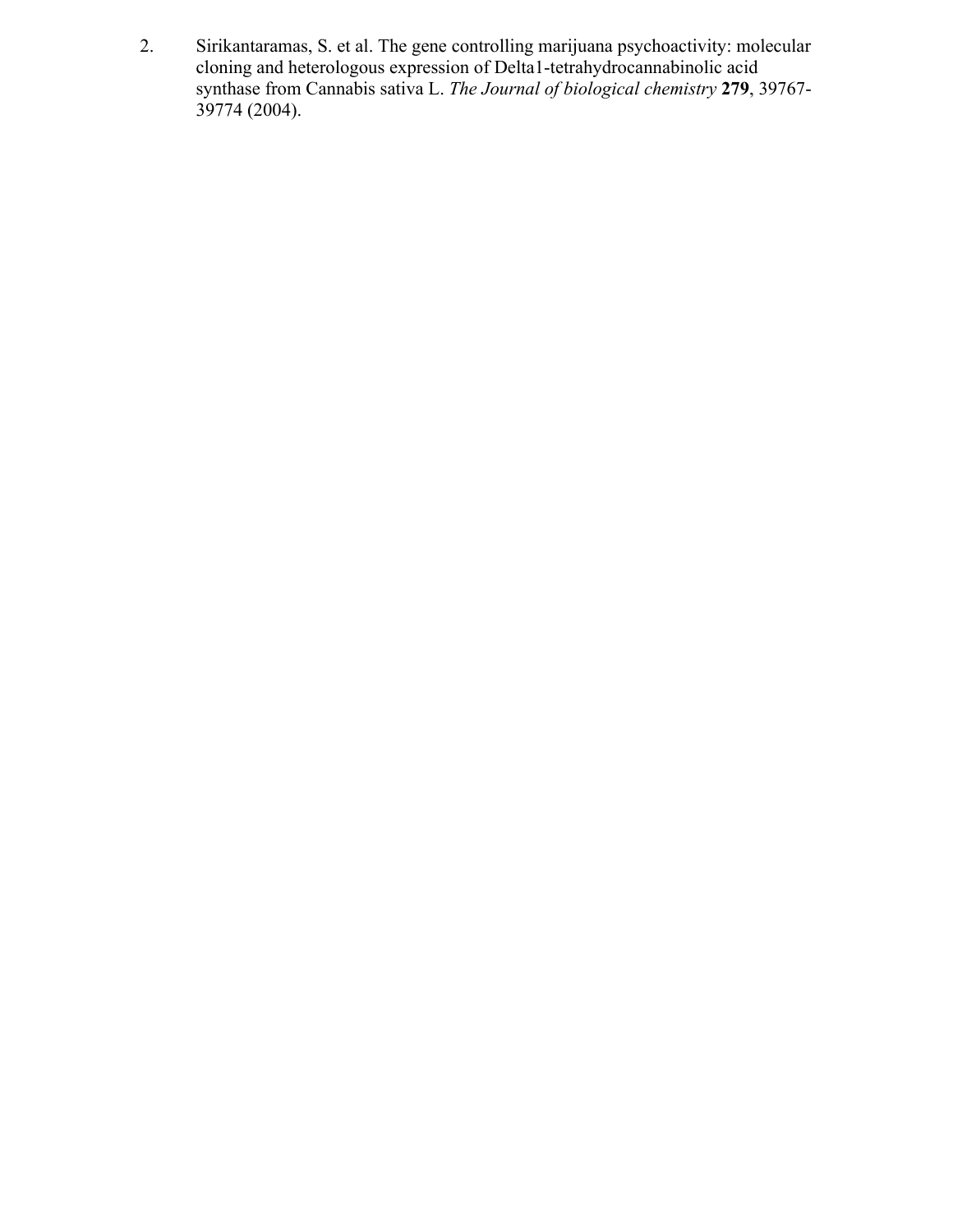2. Sirikantaramas, S. et al. The gene controlling marijuana psychoactivity: molecular cloning and heterologous expression of Delta1-tetrahydrocannabinolic acid synthase from Cannabis sativa L. *The Journal of biological chemistry* **279**, 39767-39774 (2004).